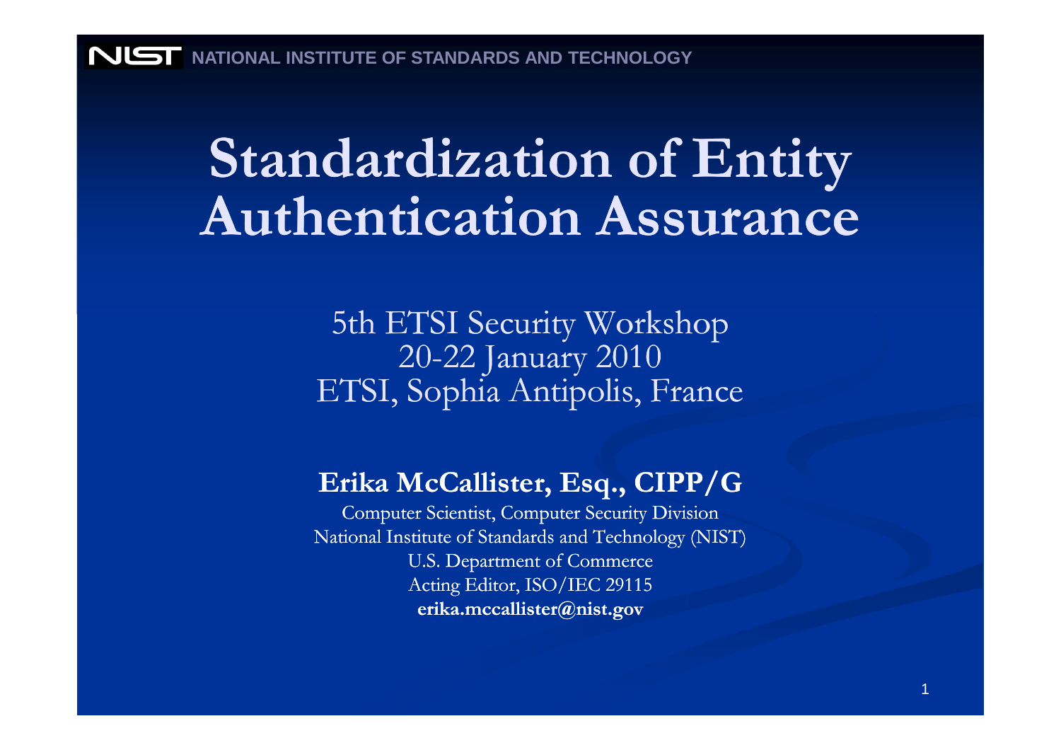# Standardization of Entity Authentication Assurance

5th ETSI Security Workshop
20-22 January 2010
ETSI, Sophia Antipolis, France

**Erika McCallister, Esq., CIPP/G**

Computer Scientist, Computer Security Division
National Institute of Standards and Technology (NIST)
U.S. Department of Commerce
Acting Editor, ISO/IEC 29115
**erika.mccallister@nist.gov**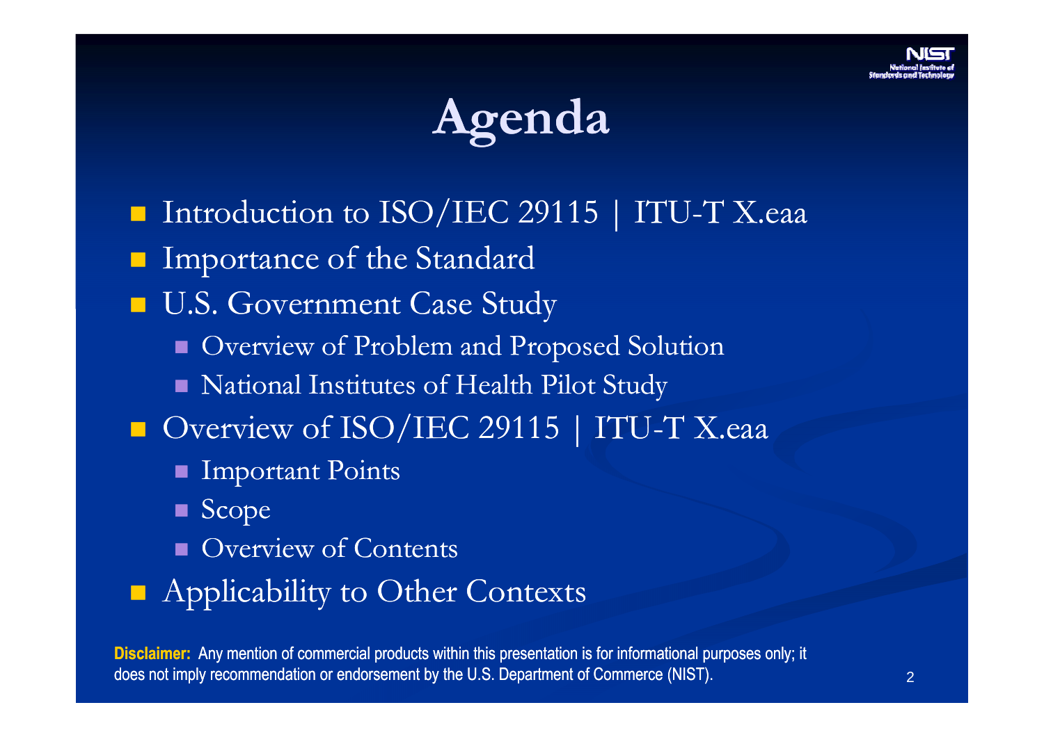# Agenda

- Introduction to ISO/IEC 29115 | ITU-T X.eaa
- Importance of the Standard
- U.S. Government Case Study
  - Overview of Problem and Proposed Solution
  - National Institutes of Health Pilot Study
- Overview of ISO/IEC 29115 | ITU-T X.eaa
  - Important Points
  - Scope
  - Overview of Contents
- Applicability to Other Contexts

**Disclaimer:** Any mention of commercial products within this presentation is for informational purposes only; it does not imply recommendation or endorsement by the U.S. Department of Commerce (NIST).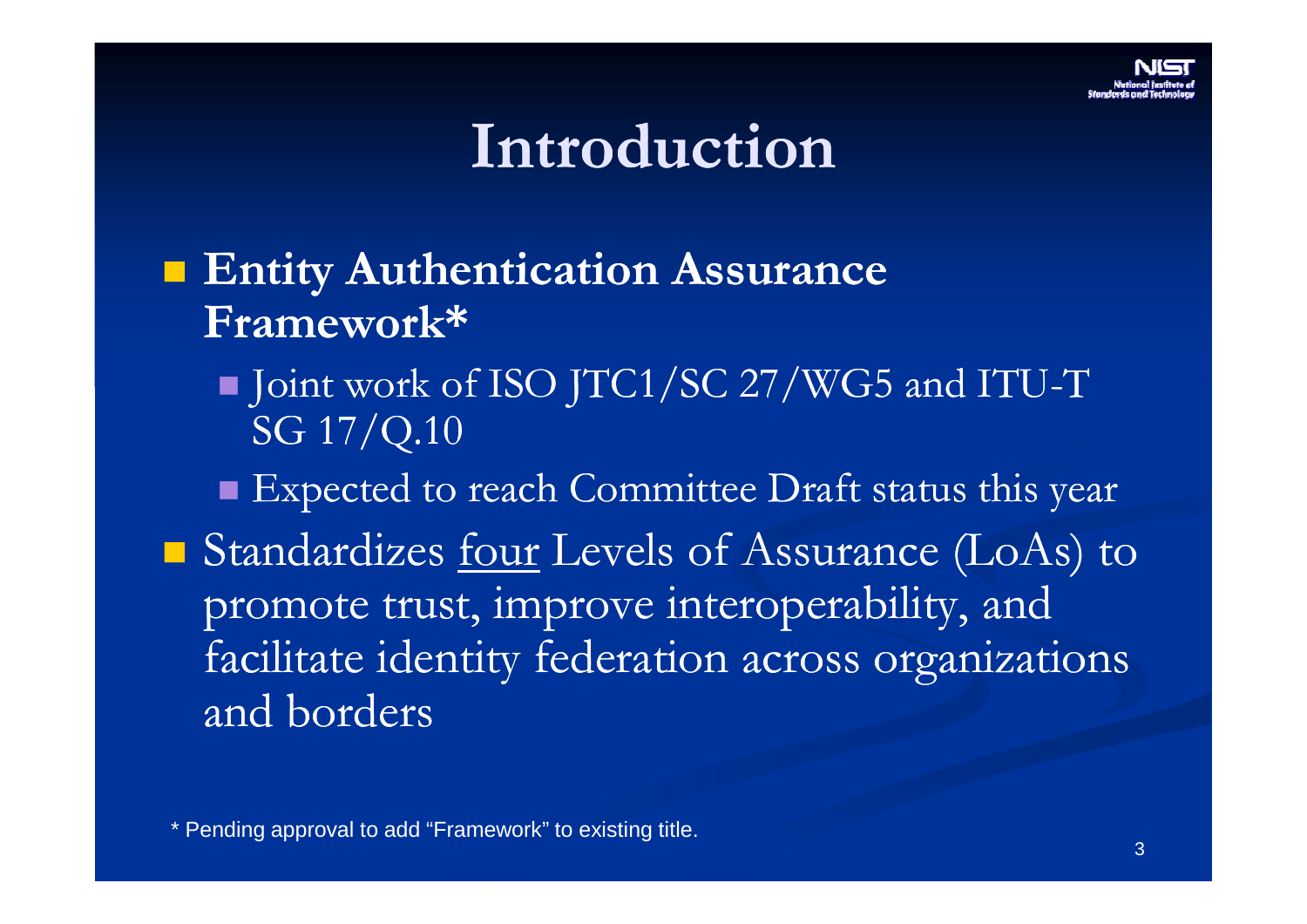# Introduction

- **Entity Authentication Assurance Framework***
  - Joint work of ISO JTC1/SC 27/WG5 and ITU-T SG 17/Q.10
  - Expected to reach Committee Draft status this year
- Standardizes <u>four</u> Levels of Assurance (LoAs) to promote trust, improve interoperability, and facilitate identity federation across organizations and borders

* Pending approval to add "Framework" to existing title.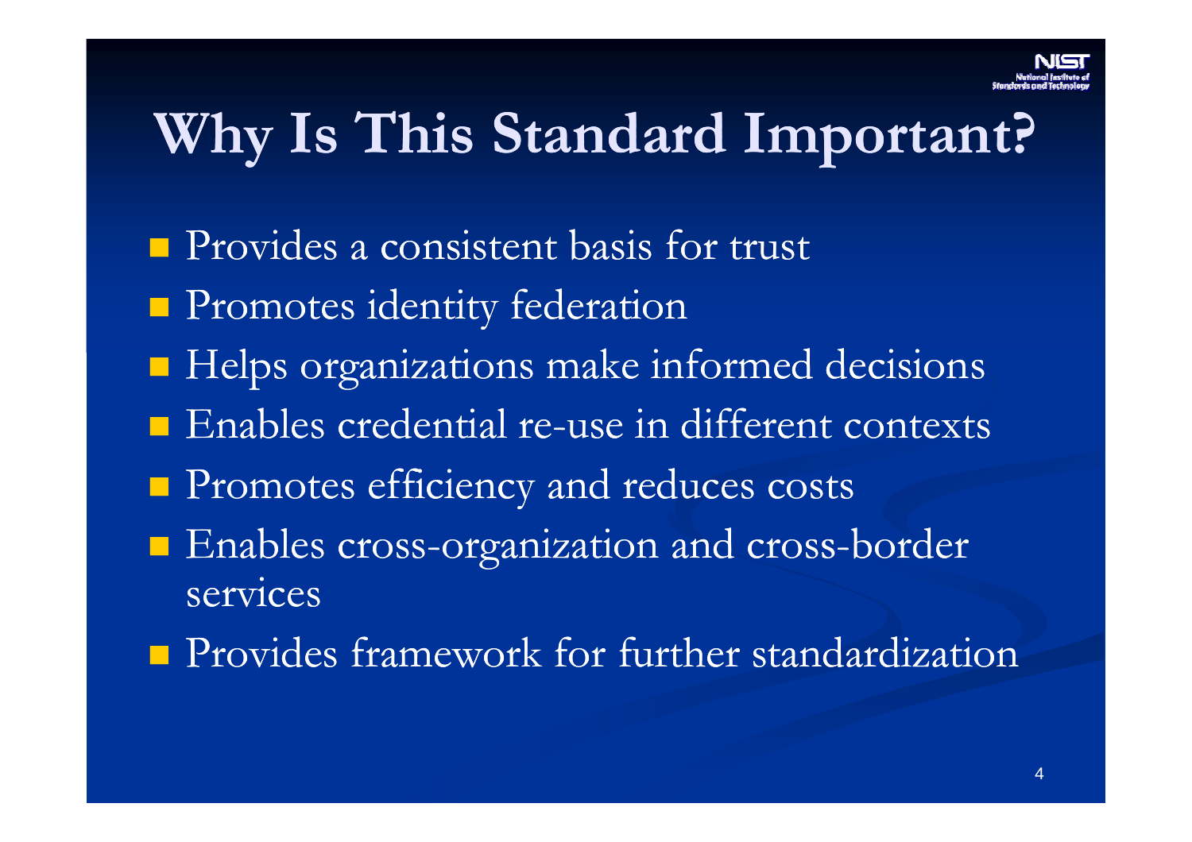# Why Is This Standard Important?

- Provides a consistent basis for trust
- Promotes identity federation
- Helps organizations make informed decisions
- Enables credential re-use in different contexts
- Promotes efficiency and reduces costs
- Enables cross-organization and cross-border services
- Provides framework for further standardization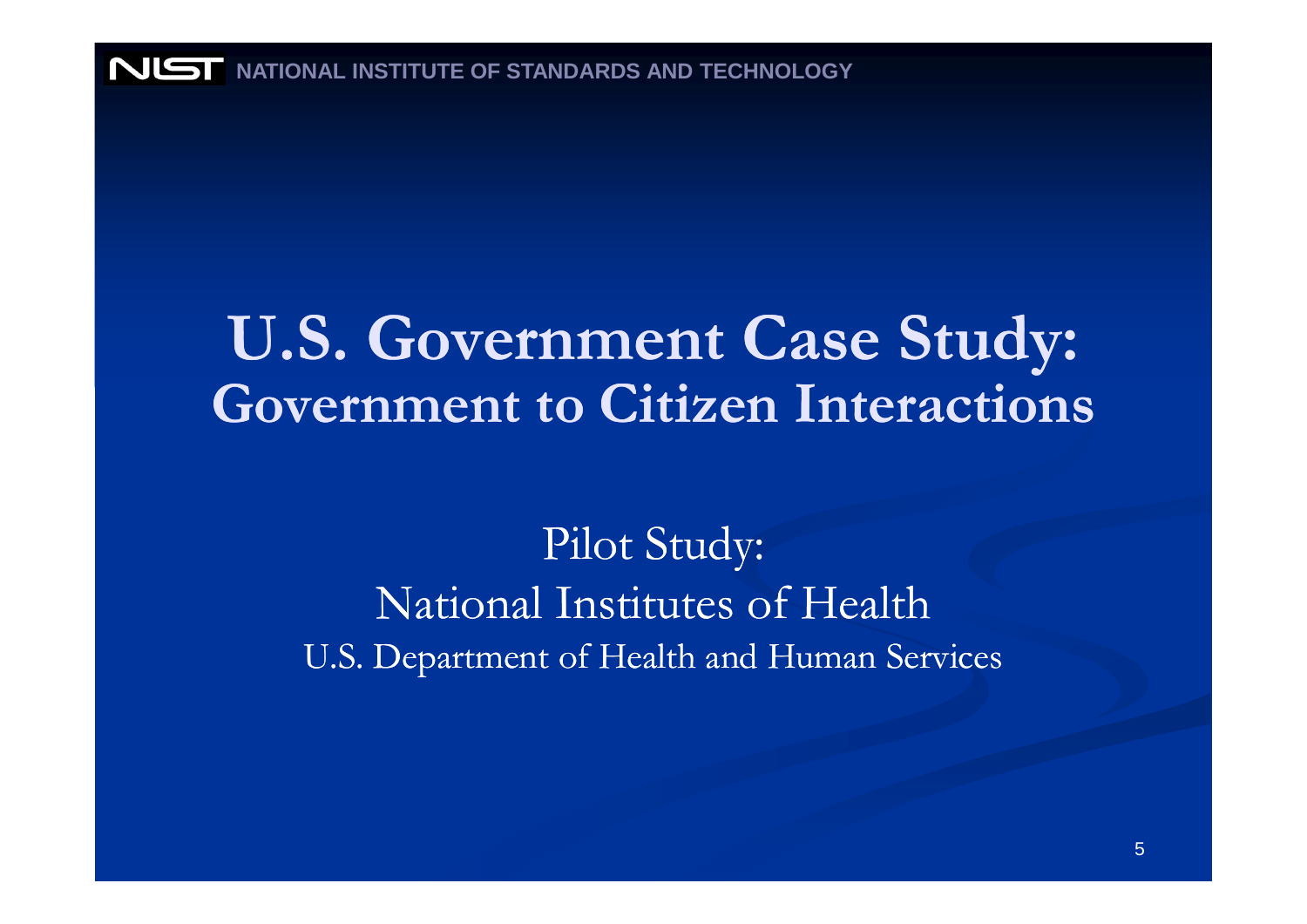# U.S. Government Case Study: Government to Citizen Interactions

Pilot Study:

National Institutes of Health

U.S. Department of Health and Human Services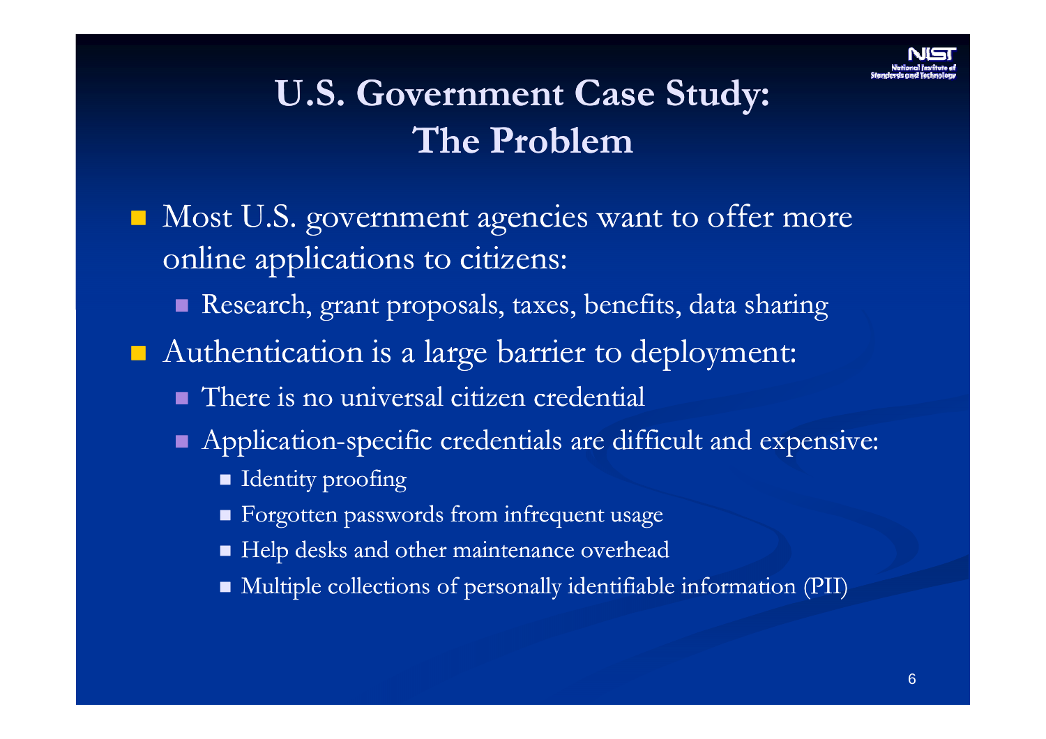# U.S. Government Case Study: The Problem

- Most U.S. government agencies want to offer more online applications to citizens:
  - Research, grant proposals, taxes, benefits, data sharing
- Authentication is a large barrier to deployment:
  - There is no universal citizen credential
  - Application-specific credentials are difficult and expensive:
    - Identity proofing
    - Forgotten passwords from infrequent usage
    - Help desks and other maintenance overhead
    - Multiple collections of personally identifiable information (PII)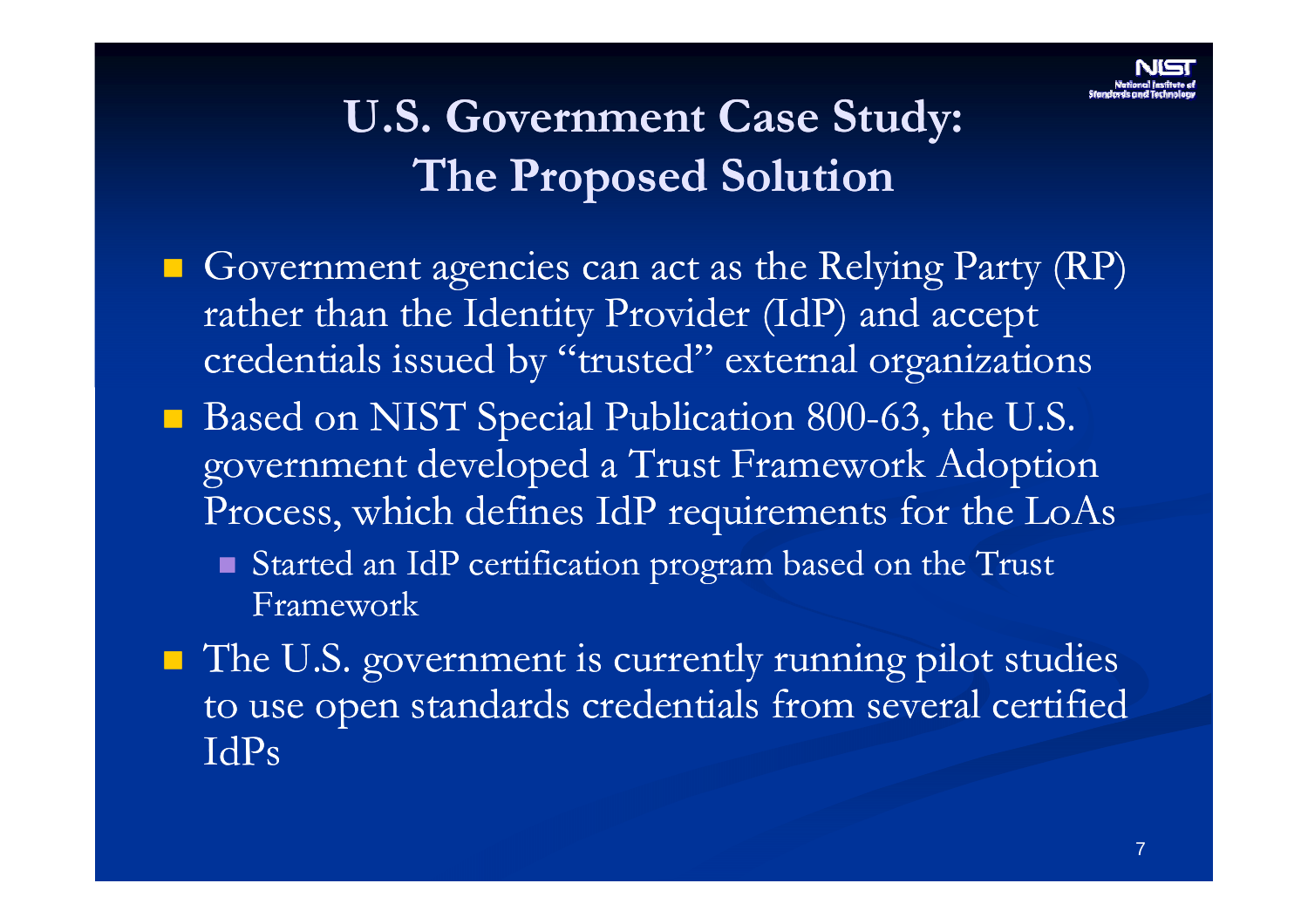# U.S. Government Case Study: The Proposed Solution

- Government agencies can act as the Relying Party (RP) rather than the Identity Provider (IdP) and accept credentials issued by "trusted" external organizations
- Based on NIST Special Publication 800-63, the U.S. government developed a Trust Framework Adoption Process, which defines IdP requirements for the LoAs
  - Started an IdP certification program based on the Trust Framework
- The U.S. government is currently running pilot studies to use open standards credentials from several certified IdPs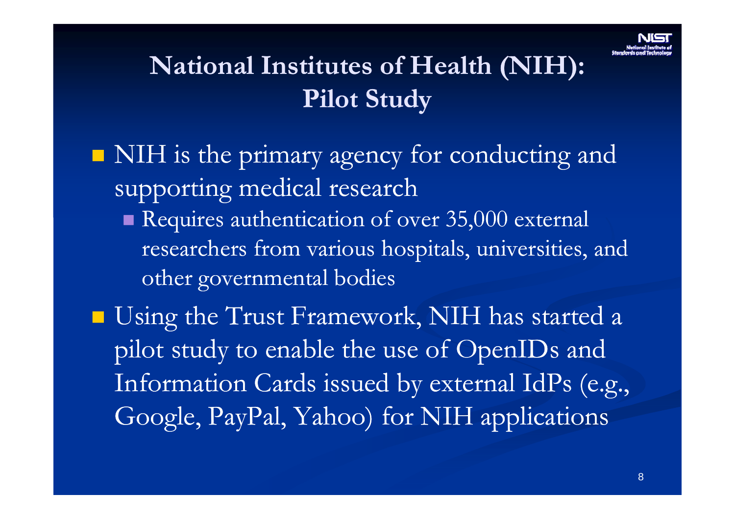# National Institutes of Health (NIH): Pilot Study

- NIH is the primary agency for conducting and supporting medical research
  - Requires authentication of over 35,000 external researchers from various hospitals, universities, and other governmental bodies
- Using the Trust Framework, NIH has started a pilot study to enable the use of OpenIDs and Information Cards issued by external IdPs (e.g., Google, PayPal, Yahoo) for NIH applications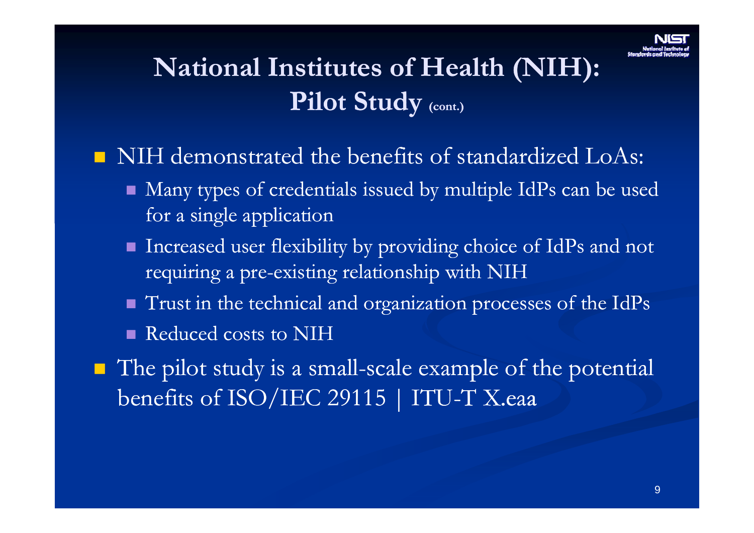# National Institutes of Health (NIH): Pilot Study (cont.)

- NIH demonstrated the benefits of standardized LoAs:
  - Many types of credentials issued by multiple IdPs can be used for a single application
  - Increased user flexibility by providing choice of IdPs and not requiring a pre-existing relationship with NIH
  - Trust in the technical and organization processes of the IdPs
  - Reduced costs to NIH
- The pilot study is a small-scale example of the potential benefits of ISO/IEC 29115 | ITU-T X.eaa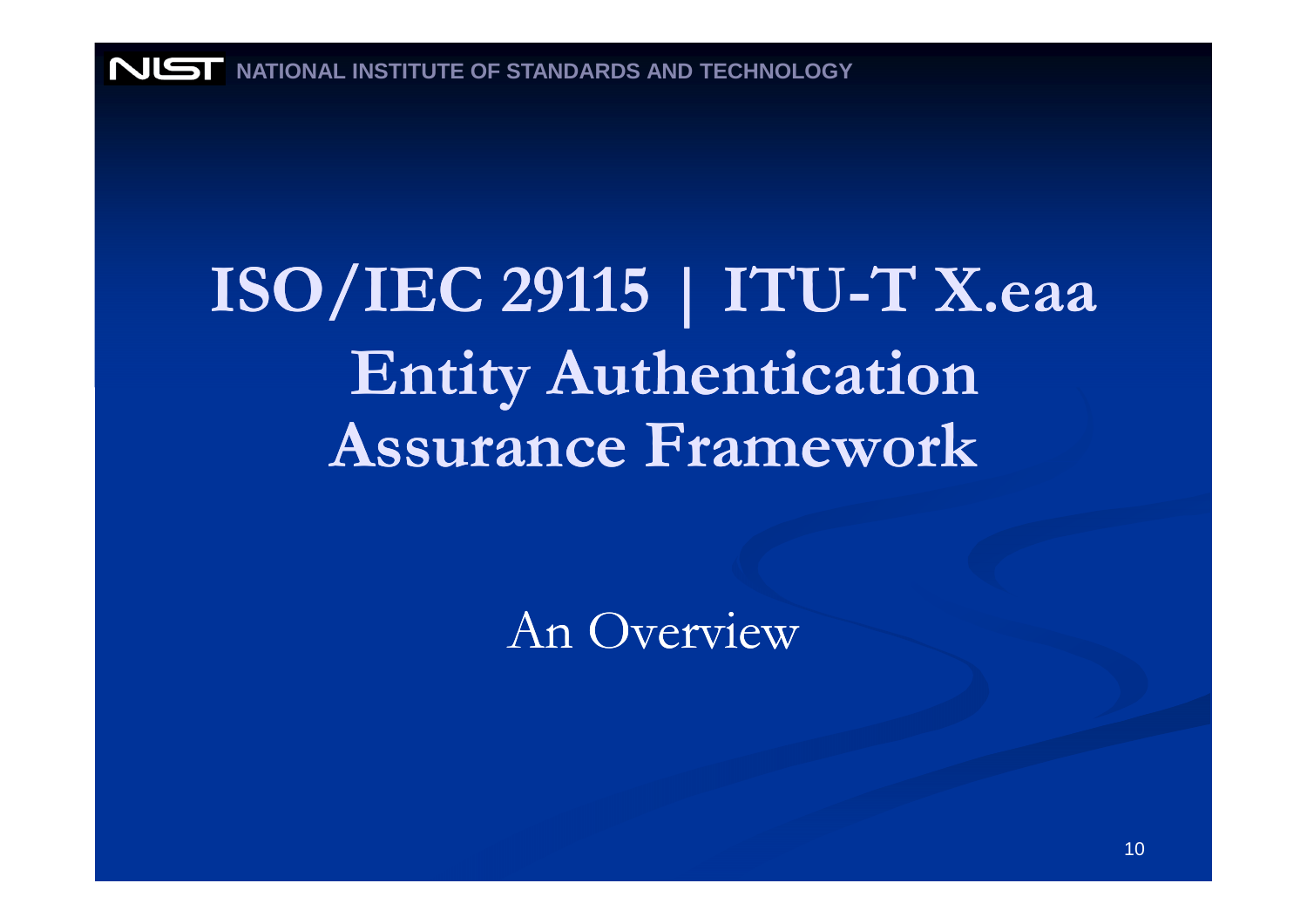# ISO/IEC 29115 | ITU-T X.eaa Entity Authentication Assurance Framework

An Overview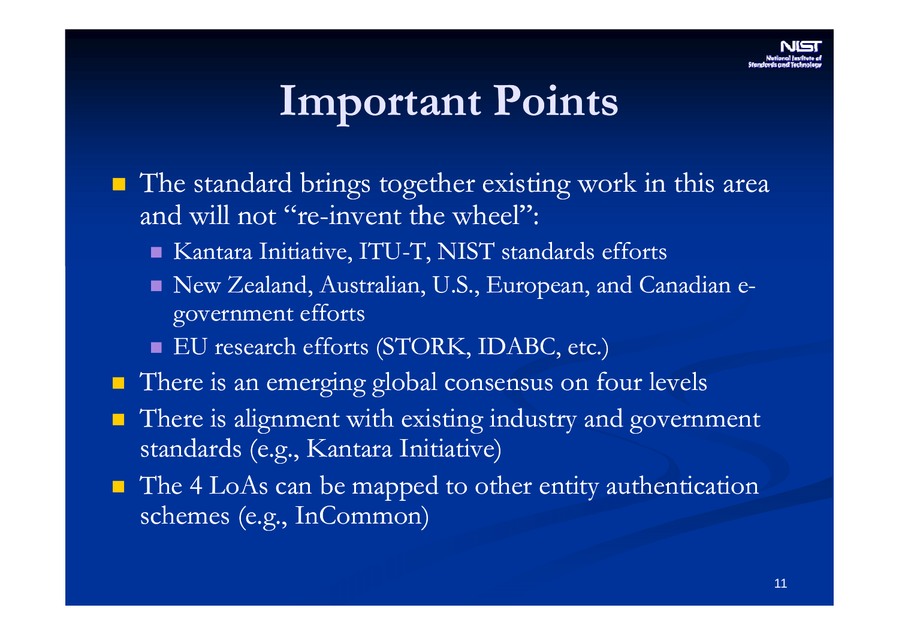# Important Points

- The standard brings together existing work in this area and will not "re-invent the wheel":
  - Kantara Initiative, ITU-T, NIST standards efforts
  - New Zealand, Australian, U.S., European, and Canadian e-government efforts
  - EU research efforts (STORK, IDABC, etc.)
- There is an emerging global consensus on four levels
- There is alignment with existing industry and government standards (e.g., Kantara Initiative)
- The 4 LoAs can be mapped to other entity authentication schemes (e.g., InCommon)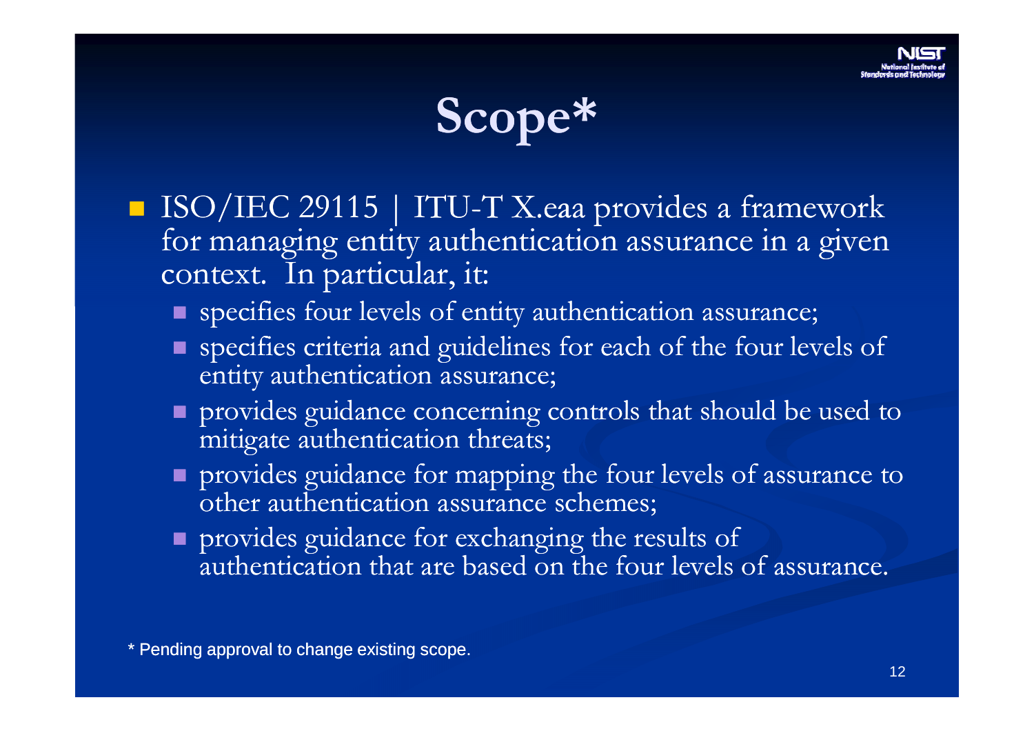# Scope*

- ISO/IEC 29115 | ITU-T X.eaa provides a framework for managing entity authentication assurance in a given context. In particular, it:
  - specifies four levels of entity authentication assurance;
  - specifies criteria and guidelines for each of the four levels of entity authentication assurance;
  - provides guidance concerning controls that should be used to mitigate authentication threats;
  - provides guidance for mapping the four levels of assurance to other authentication assurance schemes;
  - provides guidance for exchanging the results of authentication that are based on the four levels of assurance.

\* Pending approval to change existing scope.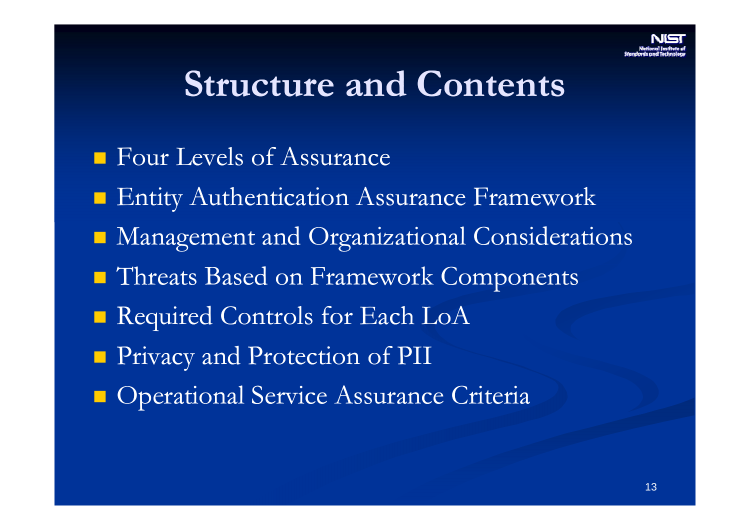# Structure and Contents

- Four Levels of Assurance
- Entity Authentication Assurance Framework
- Management and Organizational Considerations
- Threats Based on Framework Components
- Required Controls for Each LoA
- Privacy and Protection of PII
- Operational Service Assurance Criteria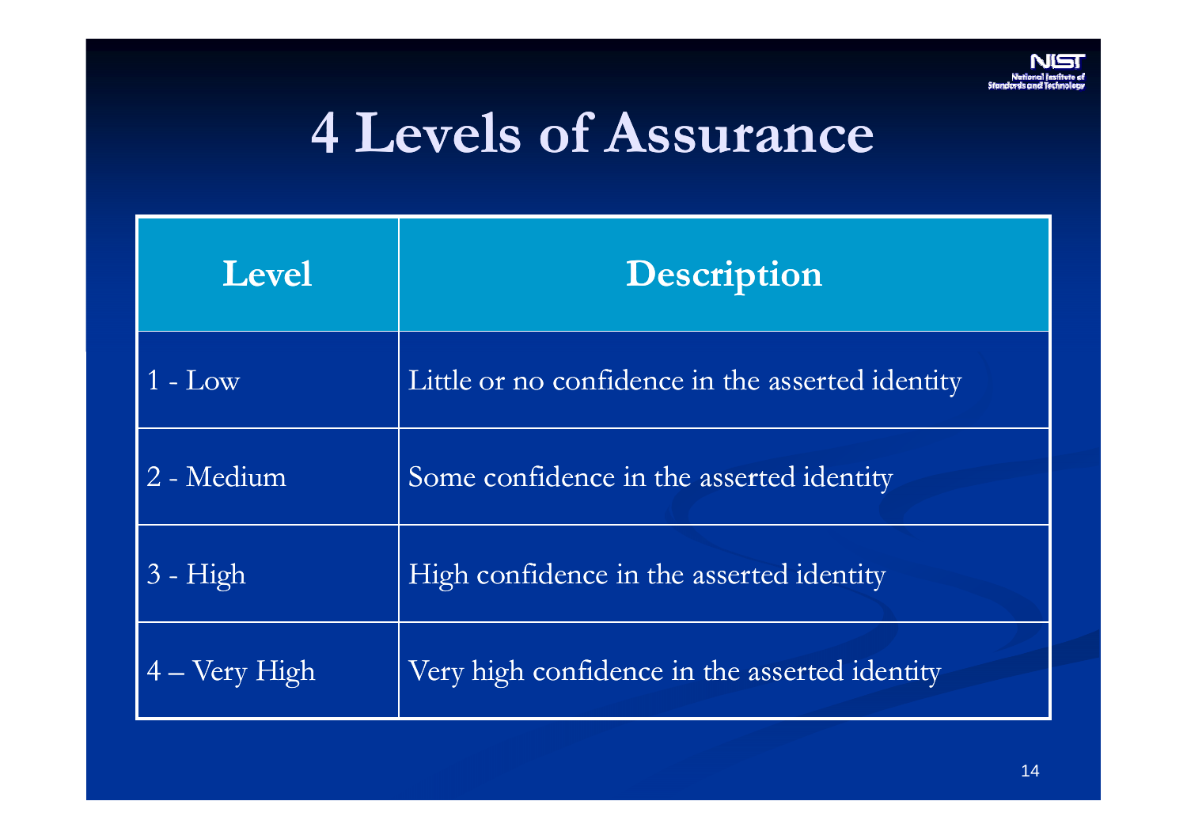# 4 Levels of Assurance

| Level | Description |
|---|---|
| 1 - Low | Little or no confidence in the asserted identity |
| 2 - Medium | Some confidence in the asserted identity |
| 3 - High | High confidence in the asserted identity |
| 4 – Very High | Very high confidence in the asserted identity |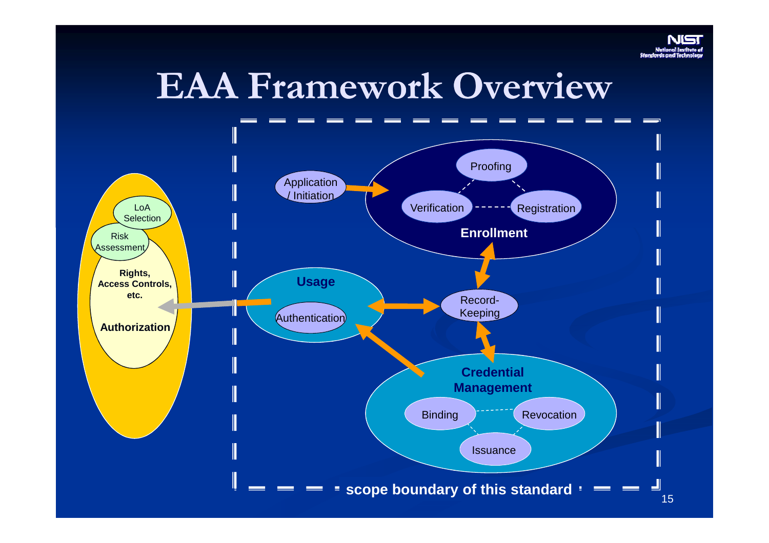# EAA Framework Overview

- Application / Initiation
- Enrollment
  - Proofing
  - Verification
  - Registration
- Record-Keeping
- Usage
  - Authentication
- Credential Management
  - Binding
  - Revocation
  - Issuance
- Authorization
  - LoA Selection
  - Risk Assessment
  - Rights, Access Controls, etc.

scope boundary of this standard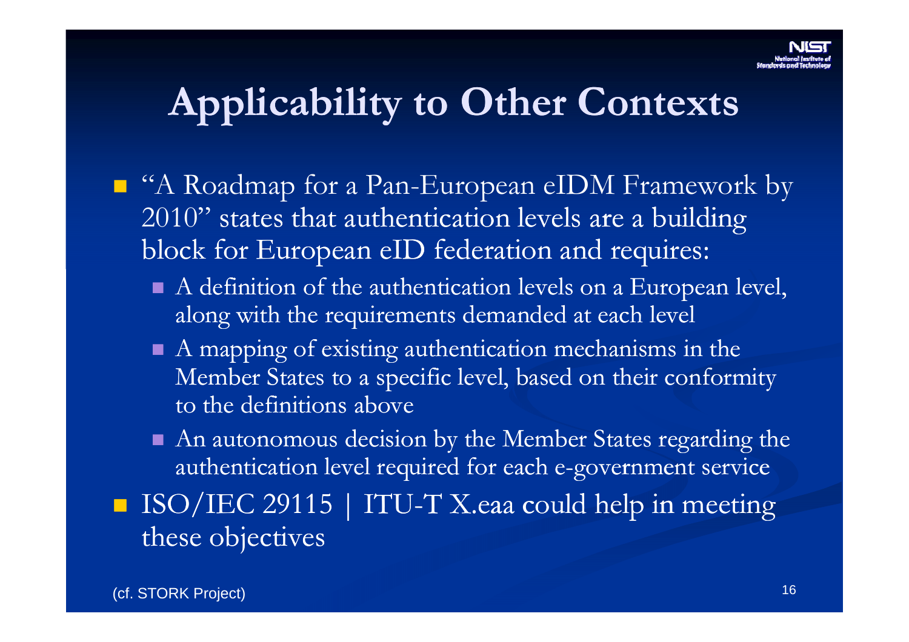# Applicability to Other Contexts

- "A Roadmap for a Pan-European eIDM Framework by 2010" states that authentication levels are a building block for European eID federation and requires:
  - A definition of the authentication levels on a European level, along with the requirements demanded at each level
  - A mapping of existing authentication mechanisms in the Member States to a specific level, based on their conformity to the definitions above
  - An autonomous decision by the Member States regarding the authentication level required for each e-government service
- ISO/IEC 29115 | ITU-T X.eaa could help in meeting these objectives

(cf. STORK Project)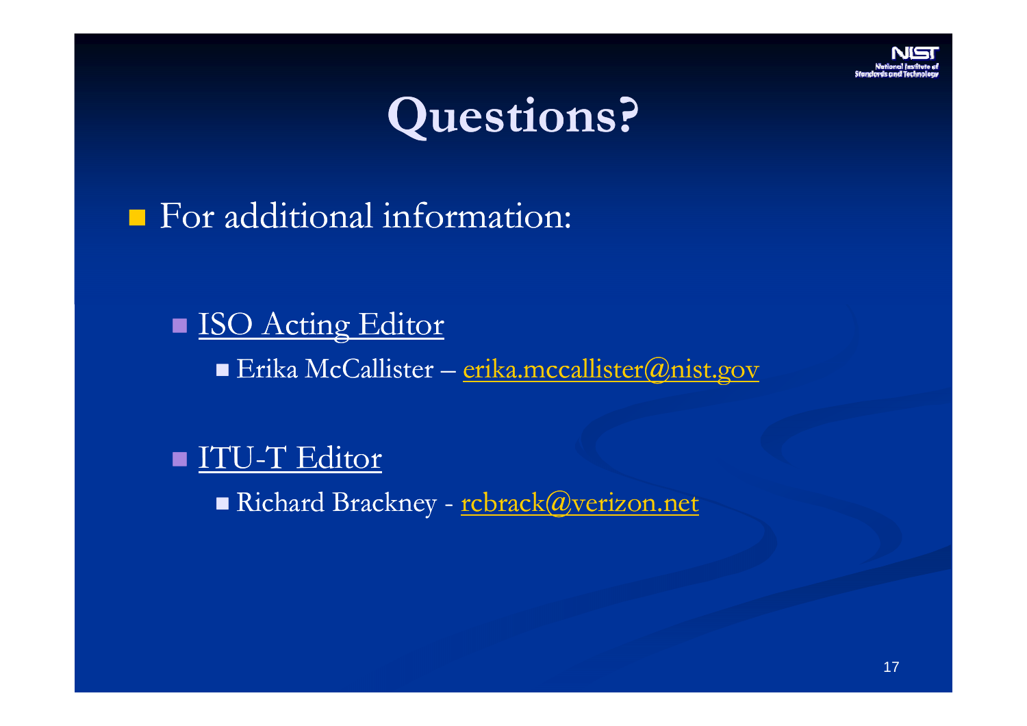# Questions?

- For additional information:
  - ISO Acting Editor
    - Erika McCallister – erika.mccallister@nist.gov
  - ITU-T Editor
    - Richard Brackney - rcbrack@verizon.net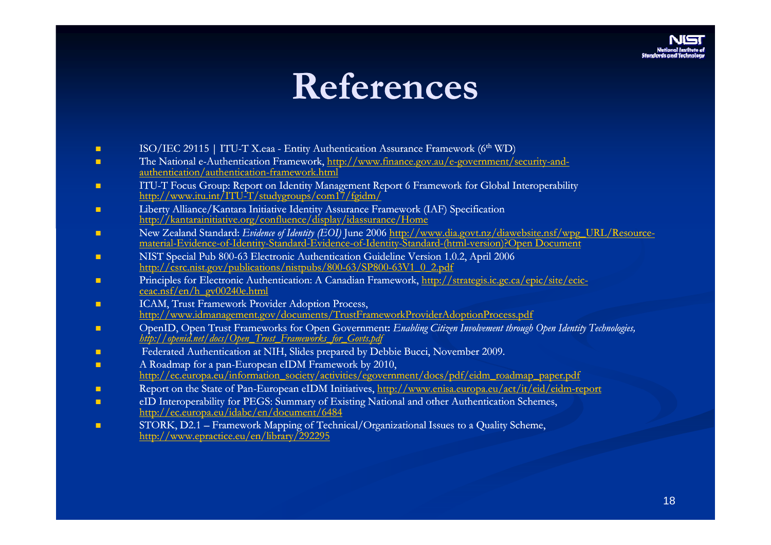# References

- ISO/IEC 29115 | ITU-T X.eaa - Entity Authentication Assurance Framework (6th WD)
- The National e-Authentication Framework, http://www.finance.gov.au/e-government/security-and-authentication/authentication-framework.html
- ITU-T Focus Group: Report on Identity Management Report 6 Framework for Global Interoperability http://www.itu.int/ITU-T/studygroups/com17/fgidm/
- Liberty Alliance/Kantara Initiative Identity Assurance Framework (IAF) Specification http://kantarainitiative.org/confluence/display/idassurance/Home
- New Zealand Standard: *Evidence of Identity (EOI)* June 2006 http://www.dia.govt.nz/diawebsite.nsf/wpg_URL/Resource-material-Evidence-of-Identity-Standard-Evidence-of-Identity-Standard-(html-version)?Open Document
- NIST Special Pub 800-63 Electronic Authentication Guideline Version 1.0.2, April 2006 http://csrc.nist.gov/publications/nistpubs/800-63/SP800-63V1_0_2.pdf
- Principles for Electronic Authentication: A Canadian Framework, http://strategis.ic.gc.ca/epic/site/ecic-ceac.nsf/en/h_gv00240e.html
- ICAM, Trust Framework Provider Adoption Process, http://www.idmanagement.gov/documents/TrustFrameworkProviderAdoptionProcess.pdf
- OpenID, Open Trust Frameworks for Open Government: *Enabling Citizen Involvement through Open Identity Technologies, http://openid.net/docs/Open_Trust_Frameworks_for_Govts.pdf*
- Federated Authentication at NIH, Slides prepared by Debbie Bucci, November 2009.
- A Roadmap for a pan-European eIDM Framework by 2010, http://ec.europa.eu/information_society/activities/egovernment/docs/pdf/eidm_roadmap_paper.pdf
- Report on the State of Pan-European eIDM Initiatives, http://www.enisa.europa.eu/act/it/eid/eidm-report
- eID Interoperability for PEGS: Summary of Existing National and other Authentication Schemes, http://ec.europa.eu/idabc/en/document/6484
- STORK, D2.1 – Framework Mapping of Technical/Organizational Issues to a Quality Scheme, http://www.epractice.eu/en/library/292295